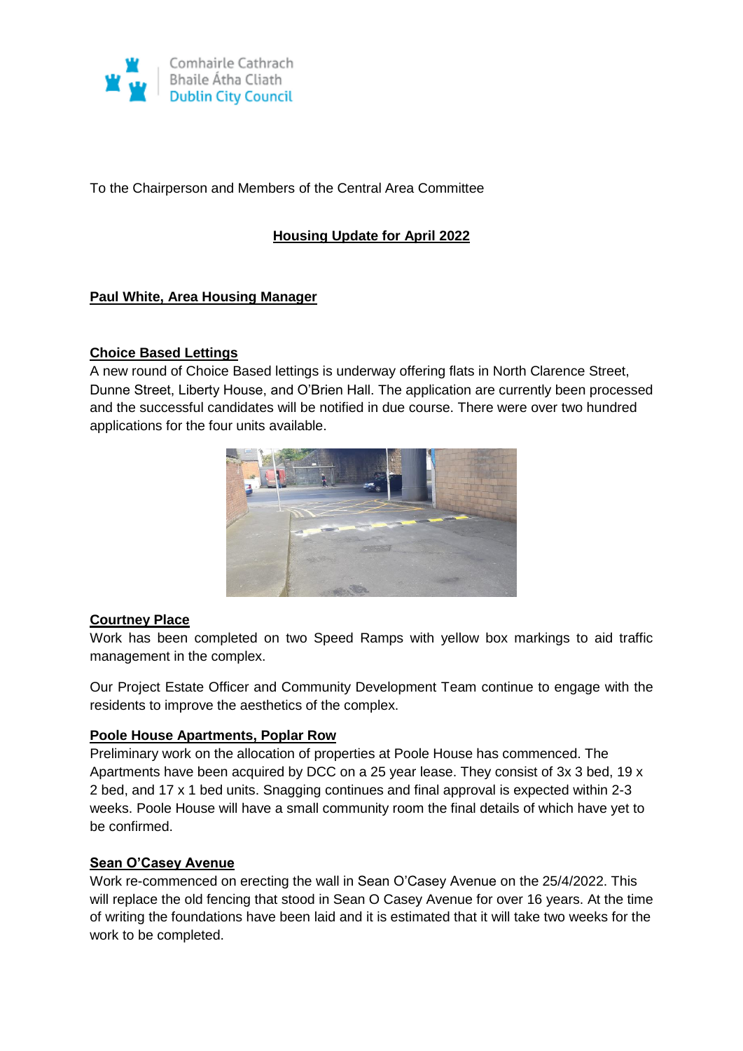Comhairle Cathrach Bhaile Átha Cliath
Dublin City Council

To the Chairperson and Members of the Central Area Committee

## Housing Update for April 2022

### Paul White, Area Housing Manager

### Choice Based Lettings

A new round of Choice Based lettings is underway offering flats in North Clarence Street, Dunne Street, Liberty House, and O'Brien Hall. The application are currently been processed and the successful candidates will be notified in due course. There were over two hundred applications for the four units available.

### Courtney Place

Work has been completed on two Speed Ramps with yellow box markings to aid traffic management in the complex.

Our Project Estate Officer and Community Development Team continue to engage with the residents to improve the aesthetics of the complex.

### Poole House Apartments, Poplar Row

Preliminary work on the allocation of properties at Poole House has commenced. The Apartments have been acquired by DCC on a 25 year lease. They consist of 3x 3 bed, 19 x 2 bed, and 17 x 1 bed units. Snagging continues and final approval is expected within 2-3 weeks. Poole House will have a small community room the final details of which have yet to be confirmed.

### Sean O'Casey Avenue

Work re-commenced on erecting the wall in Sean O'Casey Avenue on the 25/4/2022. This will replace the old fencing that stood in Sean O Casey Avenue for over 16 years. At the time of writing the foundations have been laid and it is estimated that it will take two weeks for the work to be completed.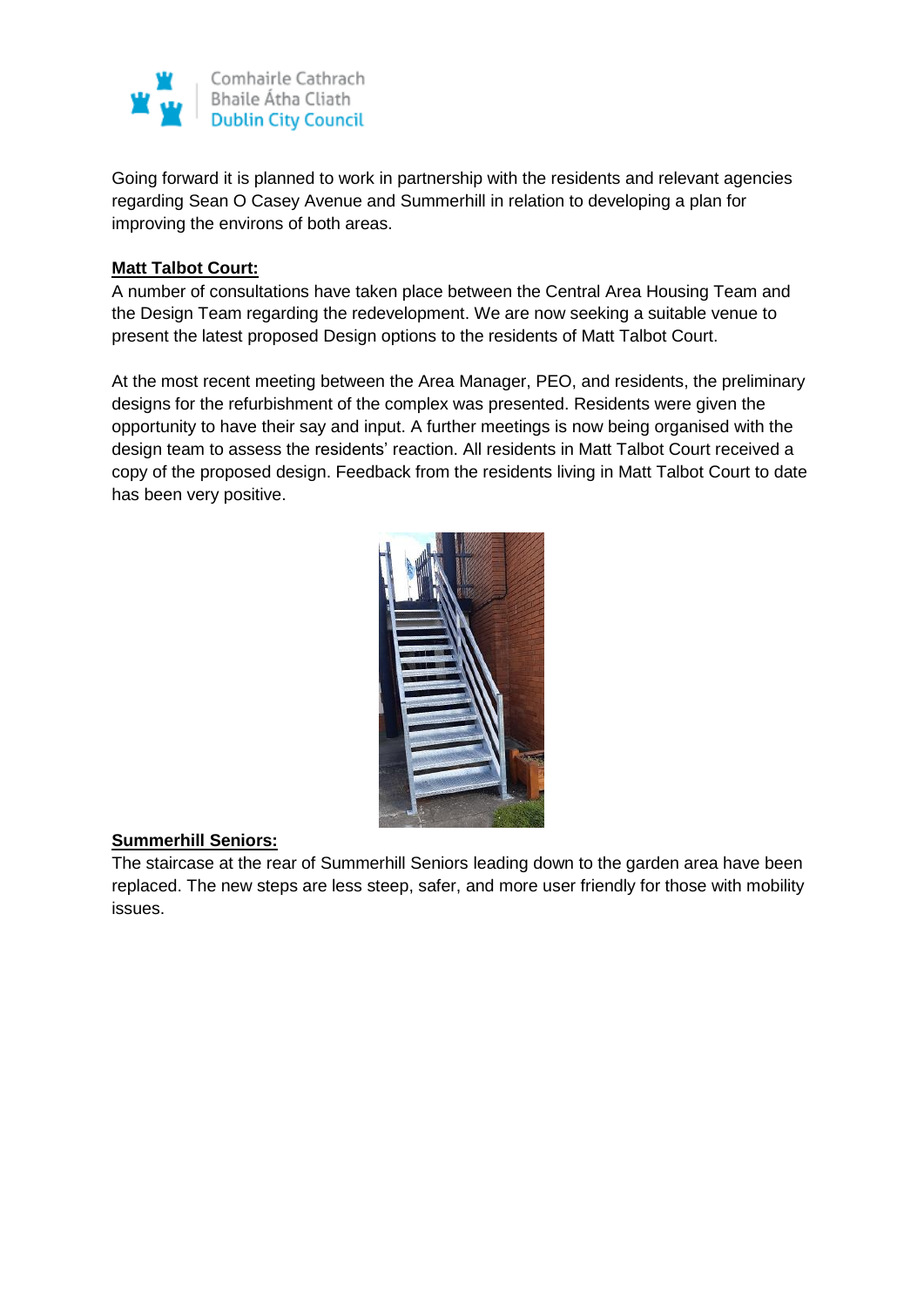Going forward it is planned to work in partnership with the residents and relevant agencies regarding Sean O Casey Avenue and Summerhill in relation to developing a plan for improving the environs of both areas.

**Matt Talbot Court:**

A number of consultations have taken place between the Central Area Housing Team and the Design Team regarding the redevelopment. We are now seeking a suitable venue to present the latest proposed Design options to the residents of Matt Talbot Court.

At the most recent meeting between the Area Manager, PEO, and residents, the preliminary designs for the refurbishment of the complex was presented. Residents were given the opportunity to have their say and input. A further meetings is now being organised with the design team to assess the residents' reaction. All residents in Matt Talbot Court received a copy of the proposed design. Feedback from the residents living in Matt Talbot Court to date has been very positive.

**Summerhill Seniors:**

The staircase at the rear of Summerhill Seniors leading down to the garden area have been replaced. The new steps are less steep, safer, and more user friendly for those with mobility issues.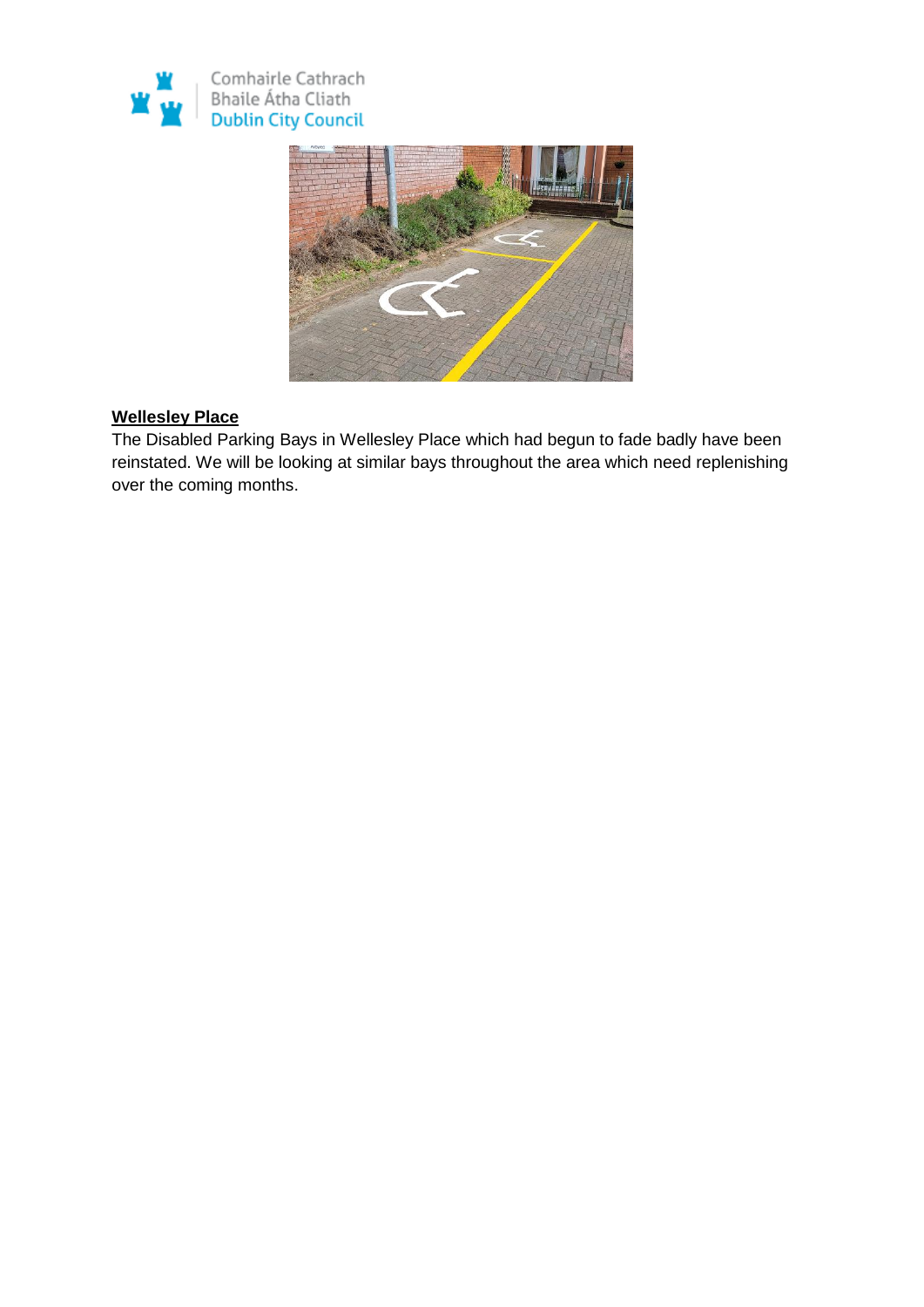**Wellesley Place**

The Disabled Parking Bays in Wellesley Place which had begun to fade badly have been reinstated. We will be looking at similar bays throughout the area which need replenishing over the coming months.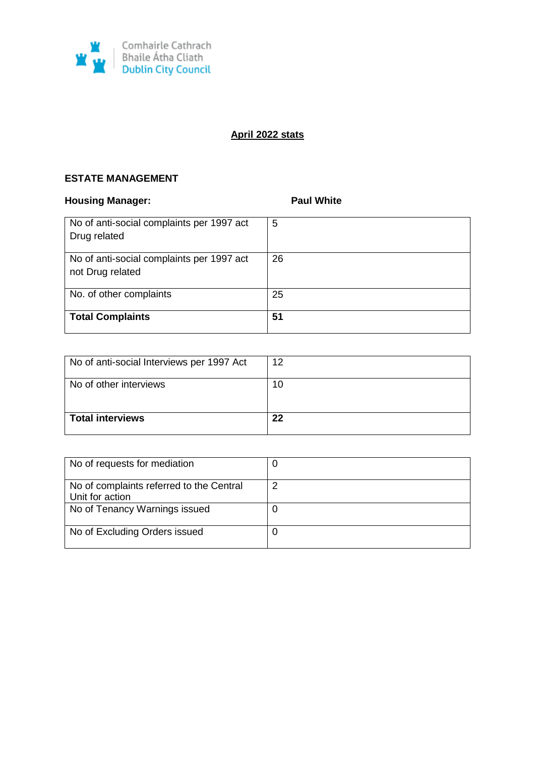Comhairle Cathrach Bhaile Átha Cliath
Dublin City Council

## April 2022 stats

### ESTATE MANAGEMENT

**Housing Manager:** **Paul White**

| | |
|---|---|
| No of anti-social complaints per 1997 act Drug related | 5 |
| No of anti-social complaints per 1997 act not Drug related | 26 |
| No. of other complaints | 25 |
| **Total Complaints** | **51** |

| | |
|---|---|
| No of anti-social Interviews per 1997 Act | 12 |
| No of other interviews | 10 |
| **Total interviews** | **22** |

| | |
|---|---|
| No of requests for mediation | 0 |
| No of complaints referred to the Central Unit for action | 2 |
| No of Tenancy Warnings issued | 0 |
| No of Excluding Orders issued | 0 |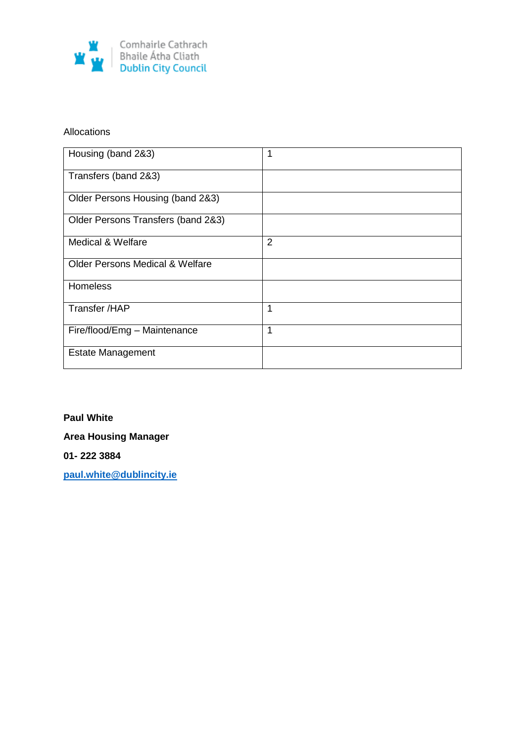Comhairle Cathrach
Bhaile Átha Cliath
Dublin City Council

Allocations

| | |
|---|---|
| Housing (band 2&3) | 1 |
| Transfers (band 2&3) | |
| Older Persons Housing (band 2&3) | |
| Older Persons Transfers (band 2&3) | |
| Medical & Welfare | 2 |
| Older Persons Medical & Welfare | |
| Homeless | |
| Transfer /HAP | 1 |
| Fire/flood/Emg – Maintenance | 1 |
| Estate Management | |

**Paul White**

**Area Housing Manager**

**01- 222 3884**

**paul.white@dublincity.ie**